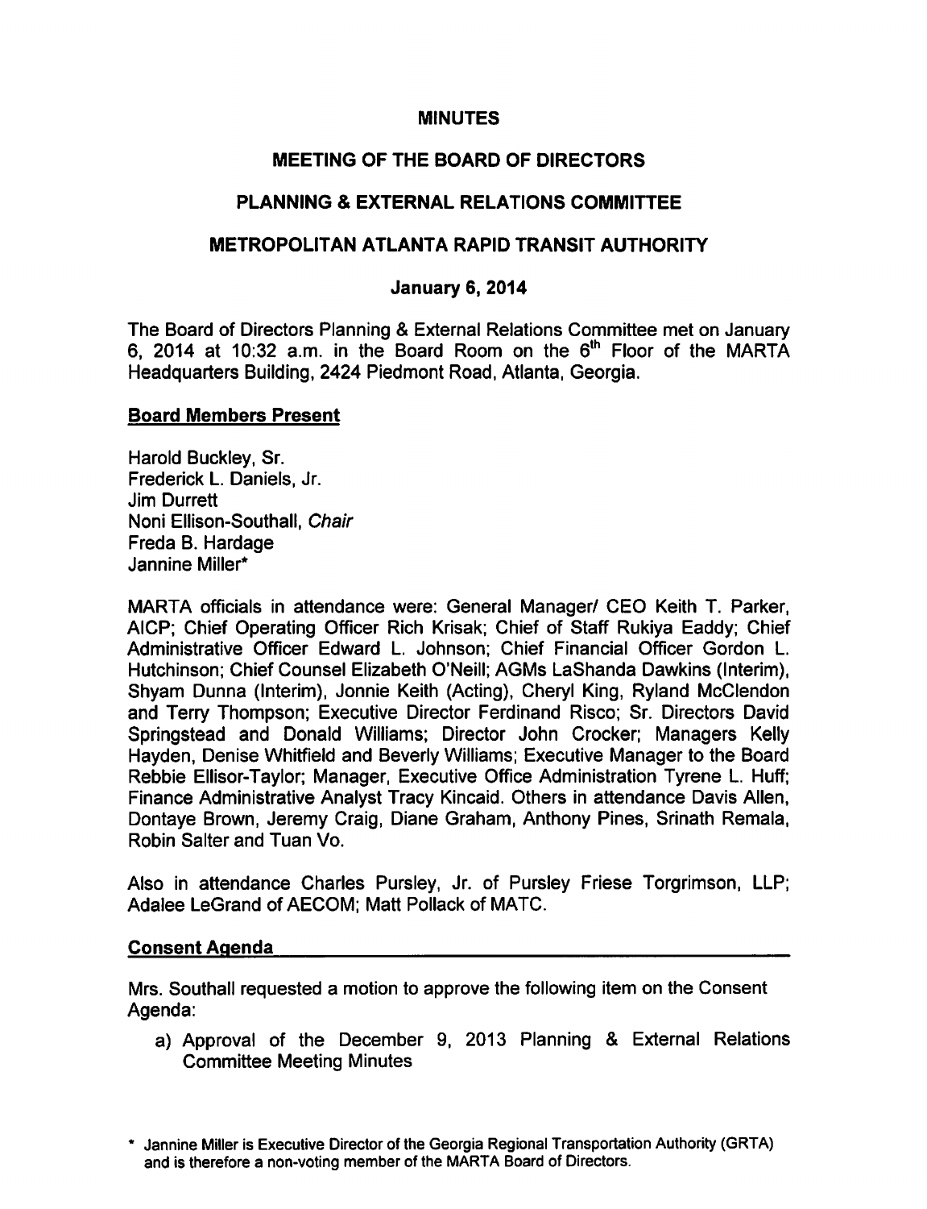# MINUTES

## MEETING OF THE BOARD OF DIRECTORS

## PLANNING & EXTERNAL RELATIONS COMMITTEE

## METROPOLITAN ATLANTA RAPID TRANSIT AUTHORITY

### January 6, 2014

The Board of Directors Planning & External Relations Committee met on January 6, 2014 at 10:32 a.m. in the Board Room on the 6th Floor of the MARTA Headquarters Building, 2424 Piedmont Road, Atlanta, Georgia.

**Board Members Present**

Harold Buckley, Sr.
Frederick L. Daniels, Jr.
Jim Durrett
Noni Ellison-Southall, *Chair*
Freda B. Hardage
Jannine Miller*

MARTA officials in attendance were: General Manager/ CEO Keith T. Parker, AICP; Chief Operating Officer Rich Krisak; Chief of Staff Rukiya Eaddy; Chief Administrative Officer Edward L. Johnson; Chief Financial Officer Gordon L. Hutchinson; Chief Counsel Elizabeth O'Neill; AGMs LaShanda Dawkins (Interim), Shyam Dunna (Interim), Jonnie Keith (Acting), Cheryl King, Ryland McClendon and Terry Thompson; Executive Director Ferdinand Risco; Sr. Directors David Springstead and Donald Williams; Director John Crocker; Managers Kelly Hayden, Denise Whitfield and Beverly Williams; Executive Manager to the Board Rebbie Ellisor-Taylor; Manager, Executive Office Administration Tyrene L. Huff; Finance Administrative Analyst Tracy Kincaid. Others in attendance Davis Allen, Dontaye Brown, Jeremy Craig, Diane Graham, Anthony Pines, Srinath Remala, Robin Salter and Tuan Vo.

Also in attendance Charles Pursley, Jr. of Pursley Friese Torgrimson, LLP; Adalee LeGrand of AECOM; Matt Pollack of MATC.

**Consent Agenda**

Mrs. Southall requested a motion to approve the following item on the Consent Agenda:

a) Approval of the December 9, 2013 Planning & External Relations Committee Meeting Minutes

\* Jannine Miller is Executive Director of the Georgia Regional Transportation Authority (GRTA) and is therefore a non-voting member of the MARTA Board of Directors.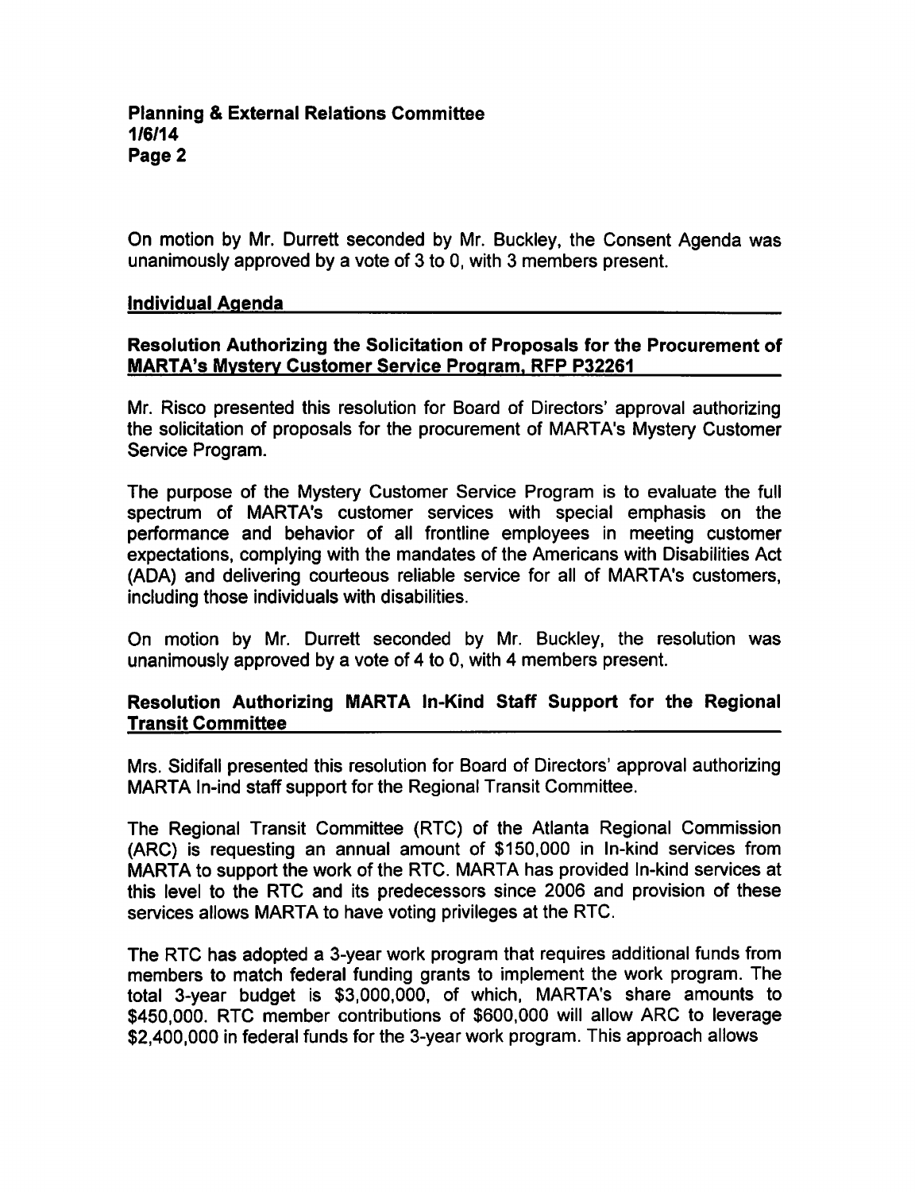On motion by Mr. Durrett seconded by Mr. Buckley, the Consent Agenda was unanimously approved by a vote of 3 to 0, with 3 members present.

## Individual Agenda

### Resolution Authorizing the Solicitation of Proposals for the Procurement of MARTA's Mystery Customer Service Program, RFP P32261

Mr. Risco presented this resolution for Board of Directors' approval authorizing the solicitation of proposals for the procurement of MARTA's Mystery Customer Service Program.

The purpose of the Mystery Customer Service Program is to evaluate the full spectrum of MARTA's customer services with special emphasis on the performance and behavior of all frontline employees in meeting customer expectations, complying with the mandates of the Americans with Disabilities Act (ADA) and delivering courteous reliable service for all of MARTA's customers, including those individuals with disabilities.

On motion by Mr. Durrett seconded by Mr. Buckley, the resolution was unanimously approved by a vote of 4 to 0, with 4 members present.

### Resolution Authorizing MARTA In-Kind Staff Support for the Regional Transit Committee

Mrs. Sidifall presented this resolution for Board of Directors' approval authorizing MARTA In-ind staff support for the Regional Transit Committee.

The Regional Transit Committee (RTC) of the Atlanta Regional Commission (ARC) is requesting an annual amount of $150,000 in In-kind services from MARTA to support the work of the RTC. MARTA has provided In-kind services at this level to the RTC and its predecessors since 2006 and provision of these services allows MARTA to have voting privileges at the RTC.

The RTC has adopted a 3-year work program that requires additional funds from members to match federal funding grants to implement the work program. The total 3-year budget is $3,000,000, of which, MARTA's share amounts to $450,000. RTC member contributions of $600,000 will allow ARC to leverage $2,400,000 in federal funds for the 3-year work program. This approach allows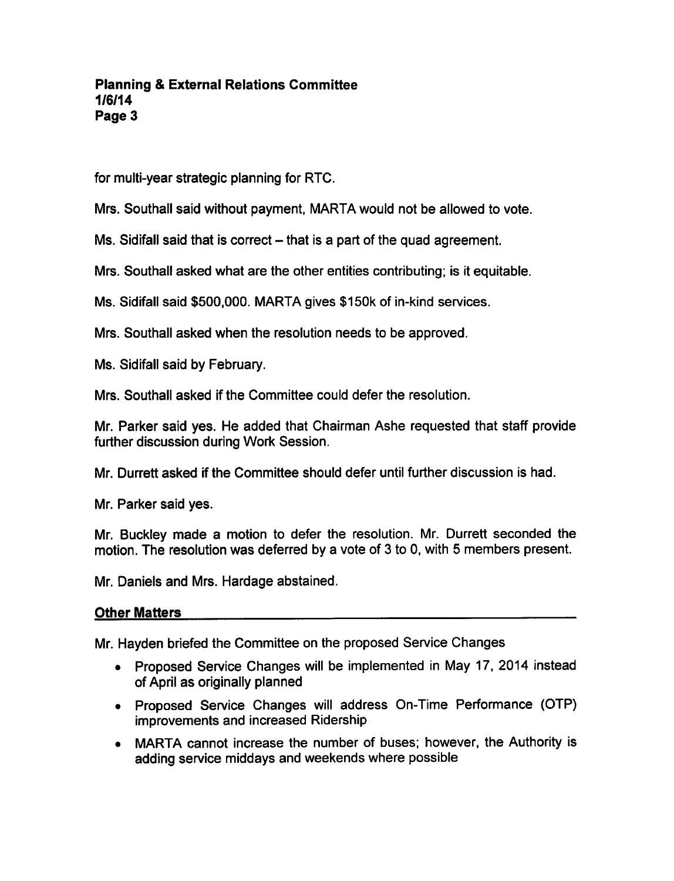for multi-year strategic planning for RTC.

Mrs. Southall said without payment, MARTA would not be allowed to vote.

Ms. Sidifall said that is correct – that is a part of the quad agreement.

Mrs. Southall asked what are the other entities contributing; is it equitable.

Ms. Sidifall said $500,000. MARTA gives $150k of in-kind services.

Mrs. Southall asked when the resolution needs to be approved.

Ms. Sidifall said by February.

Mrs. Southall asked if the Committee could defer the resolution.

Mr. Parker said yes. He added that Chairman Ashe requested that staff provide further discussion during Work Session.

Mr. Durrett asked if the Committee should defer until further discussion is had.

Mr. Parker said yes.

Mr. Buckley made a motion to defer the resolution. Mr. Durrett seconded the motion. The resolution was deferred by a vote of 3 to 0, with 5 members present.

Mr. Daniels and Mrs. Hardage abstained.

## Other Matters

Mr. Hayden briefed the Committee on the proposed Service Changes

- Proposed Service Changes will be implemented in May 17, 2014 instead of April as originally planned
- Proposed Service Changes will address On-Time Performance (OTP) improvements and increased Ridership
- MARTA cannot increase the number of buses; however, the Authority is adding service middays and weekends where possible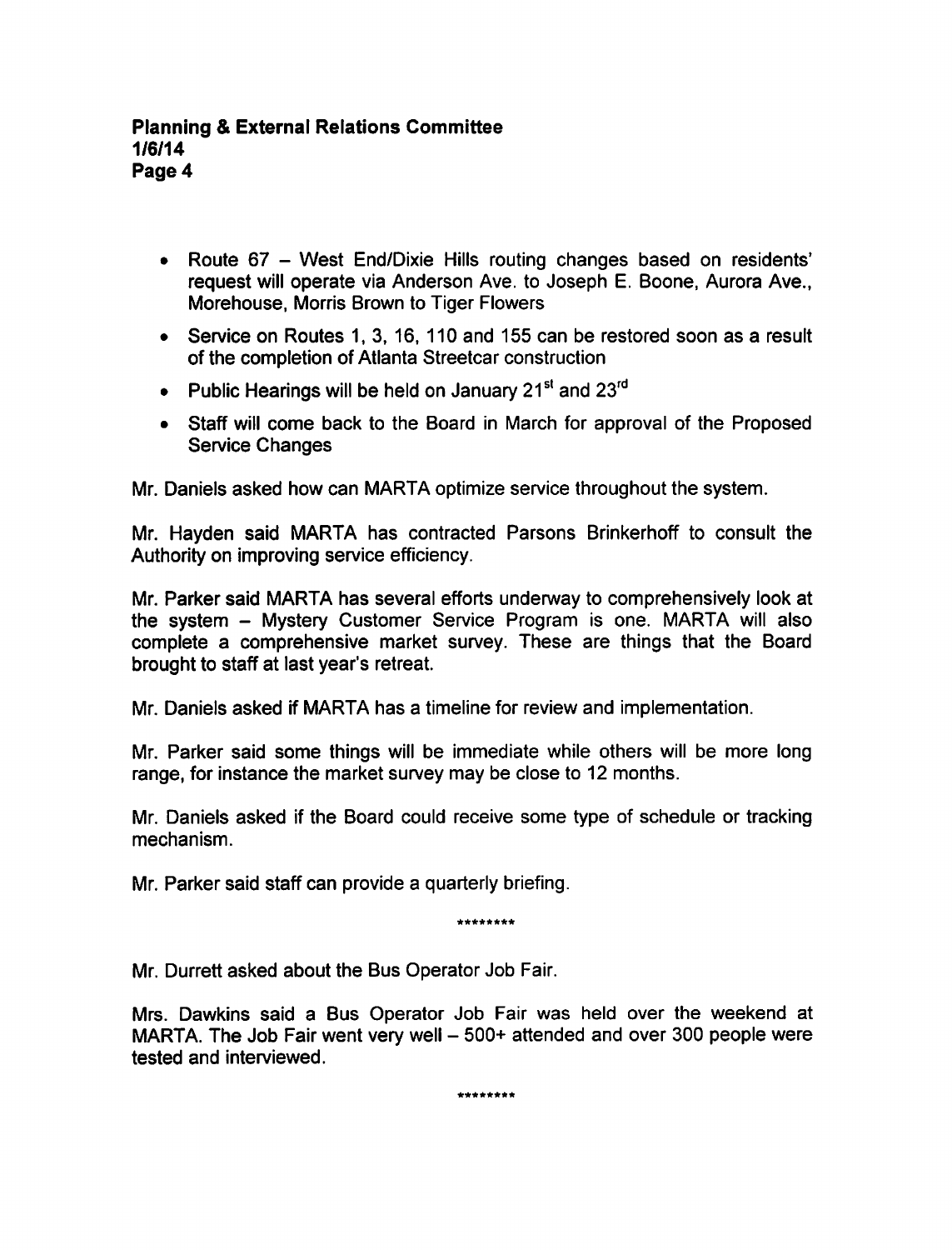- Route 67 – West End/Dixie Hills routing changes based on residents' request will operate via Anderson Ave. to Joseph E. Boone, Aurora Ave., Morehouse, Morris Brown to Tiger Flowers
- Service on Routes 1, 3, 16, 110 and 155 can be restored soon as a result of the completion of Atlanta Streetcar construction
- Public Hearings will be held on January 21st and 23rd
- Staff will come back to the Board in March for approval of the Proposed Service Changes

Mr. Daniels asked how can MARTA optimize service throughout the system.

Mr. Hayden said MARTA has contracted Parsons Brinkerhoff to consult the Authority on improving service efficiency.

Mr. Parker said MARTA has several efforts underway to comprehensively look at the system – Mystery Customer Service Program is one. MARTA will also complete a comprehensive market survey. These are things that the Board brought to staff at last year's retreat.

Mr. Daniels asked if MARTA has a timeline for review and implementation.

Mr. Parker said some things will be immediate while others will be more long range, for instance the market survey may be close to 12 months.

Mr. Daniels asked if the Board could receive some type of schedule or tracking mechanism.

Mr. Parker said staff can provide a quarterly briefing.

********

Mr. Durrett asked about the Bus Operator Job Fair.

Mrs. Dawkins said a Bus Operator Job Fair was held over the weekend at MARTA. The Job Fair went very well – 500+ attended and over 300 people were tested and interviewed.

********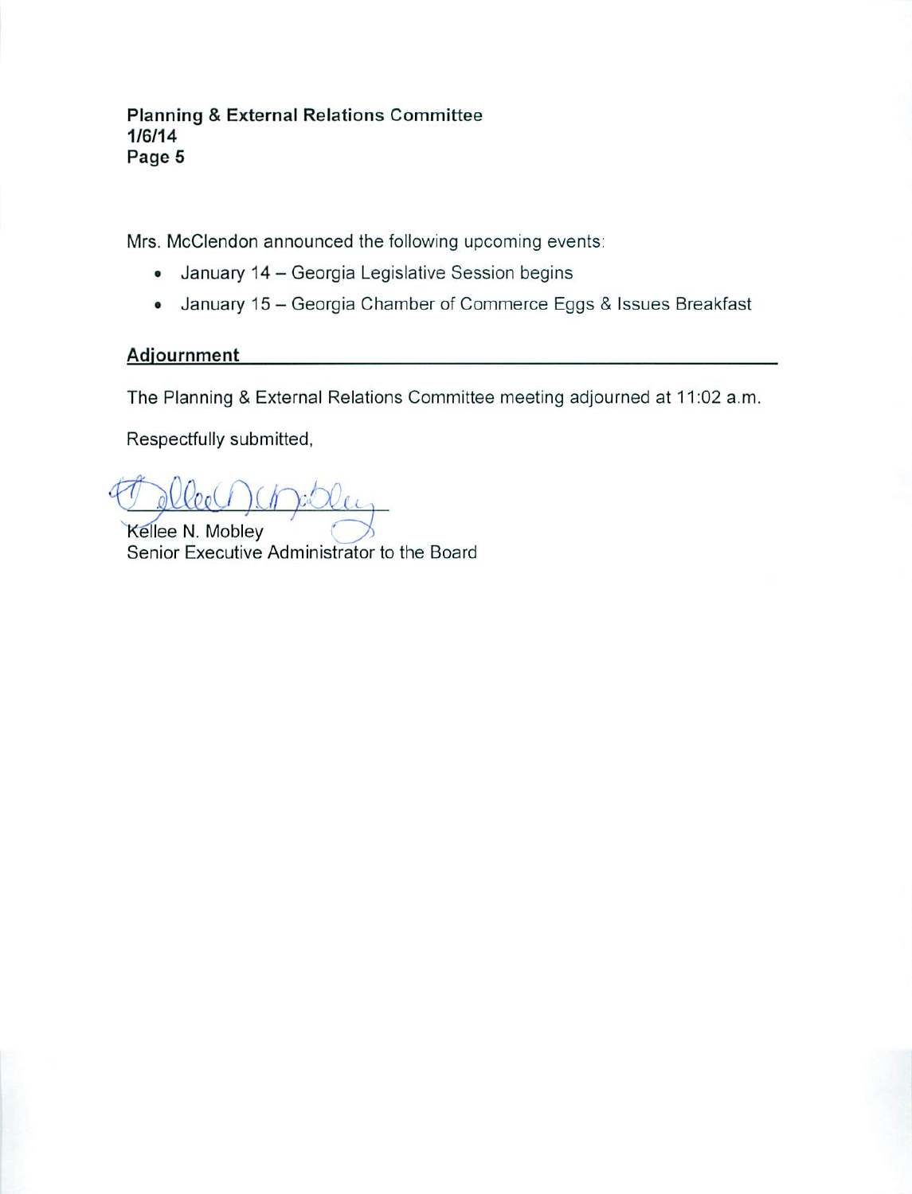Mrs. McClendon announced the following upcoming events:

- January 14 – Georgia Legislative Session begins
- January 15 – Georgia Chamber of Commerce Eggs & Issues Breakfast

## Adjournment

The Planning & External Relations Committee meeting adjourned at 11:02 a.m.

Respectfully submitted,

Kellee N. Mobley
Senior Executive Administrator to the Board